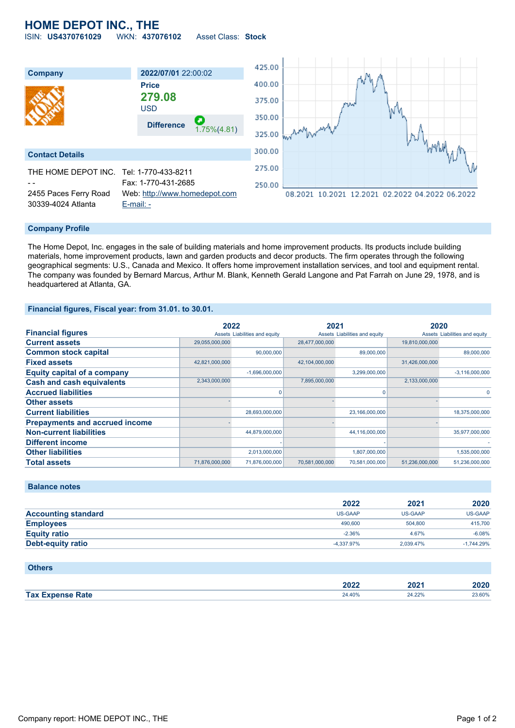# HOME DEPOT INC., THE

ISIN: **US4370761029** WKN: **437076102** Asset Class: **Stock**

| Company | 2022/07/01 22:00:02 |
|---|---|
| | **Price** |
| | **279.08** |
| | USD |
| | **Difference** 1.75%(4.81) |

## Contact Details

| | |
|---|---|
| THE HOME DEPOT INC. | Tel: 1-770-433-8211 |
| - - | Fax: 1-770-431-2685 |
| 2455 Paces Ferry Road | Web: http://www.homedepot.com |
| 30339-4024 Atlanta | E-mail: - |

## Company Profile

The Home Depot, Inc. engages in the sale of building materials and home improvement products. Its products include building materials, home improvement products, lawn and garden products and decor products. The firm operates through the following geographical segments: U.S., Canada and Mexico. It offers home improvement installation services, and tool and equipment rental. The company was founded by Bernard Marcus, Arthur M. Blank, Kenneth Gerald Langone and Pat Farrah on June 29, 1978, and is headquartered at Atlanta, GA.

## Financial figures, Fiscal year: from 31.01. to 30.01.

| Financial figures | 2022 | | 2021 | | 2020 | |
|---|---|---|---|---|---|---|
| | Assets | Liabilities and equity | Assets | Liabilities and equity | Assets | Liabilities and equity |
| Current assets | 29,055,000,000 | | 28,477,000,000 | | 19,810,000,000 | |
| Common stock capital | | 90,000,000 | | 89,000,000 | | 89,000,000 |
| Fixed assets | 42,821,000,000 | | 42,104,000,000 | | 31,426,000,000 | |
| Equity capital of a company | | -1,696,000,000 | | 3,299,000,000 | | -3,116,000,000 |
| Cash and cash equivalents | 2,343,000,000 | | 7,895,000,000 | | 2,133,000,000 | |
| Accrued liabilities | | 0 | | 0 | | 0 |
| Other assets | - | | - | | - | |
| Current liabilities | | 28,693,000,000 | | 23,166,000,000 | | 18,375,000,000 |
| Prepayments and accrued income | - | | - | | - | |
| Non-current liabilities | | 44,879,000,000 | | 44,116,000,000 | | 35,977,000,000 |
| Different income | | - | | - | | - |
| Other liabilities | | 2,013,000,000 | | 1,807,000,000 | | 1,535,000,000 |
| Total assets | 71,876,000,000 | 71,876,000,000 | 70,581,000,000 | 70,581,000,000 | 51,236,000,000 | 51,236,000,000 |

## Balance notes

| | 2022 | 2021 | 2020 |
|---|---|---|---|
| Accounting standard | US-GAAP | US-GAAP | US-GAAP |
| Employees | 490,600 | 504,800 | 415,700 |
| Equity ratio | -2.36% | 4.67% | -6.08% |
| Debt-equity ratio | -4,337.97% | 2,039.47% | -1,744.29% |

## Others

| | 2022 | 2021 | 2020 |
|---|---|---|---|
| Tax Expense Rate | 24.40% | 24.22% | 23.60% |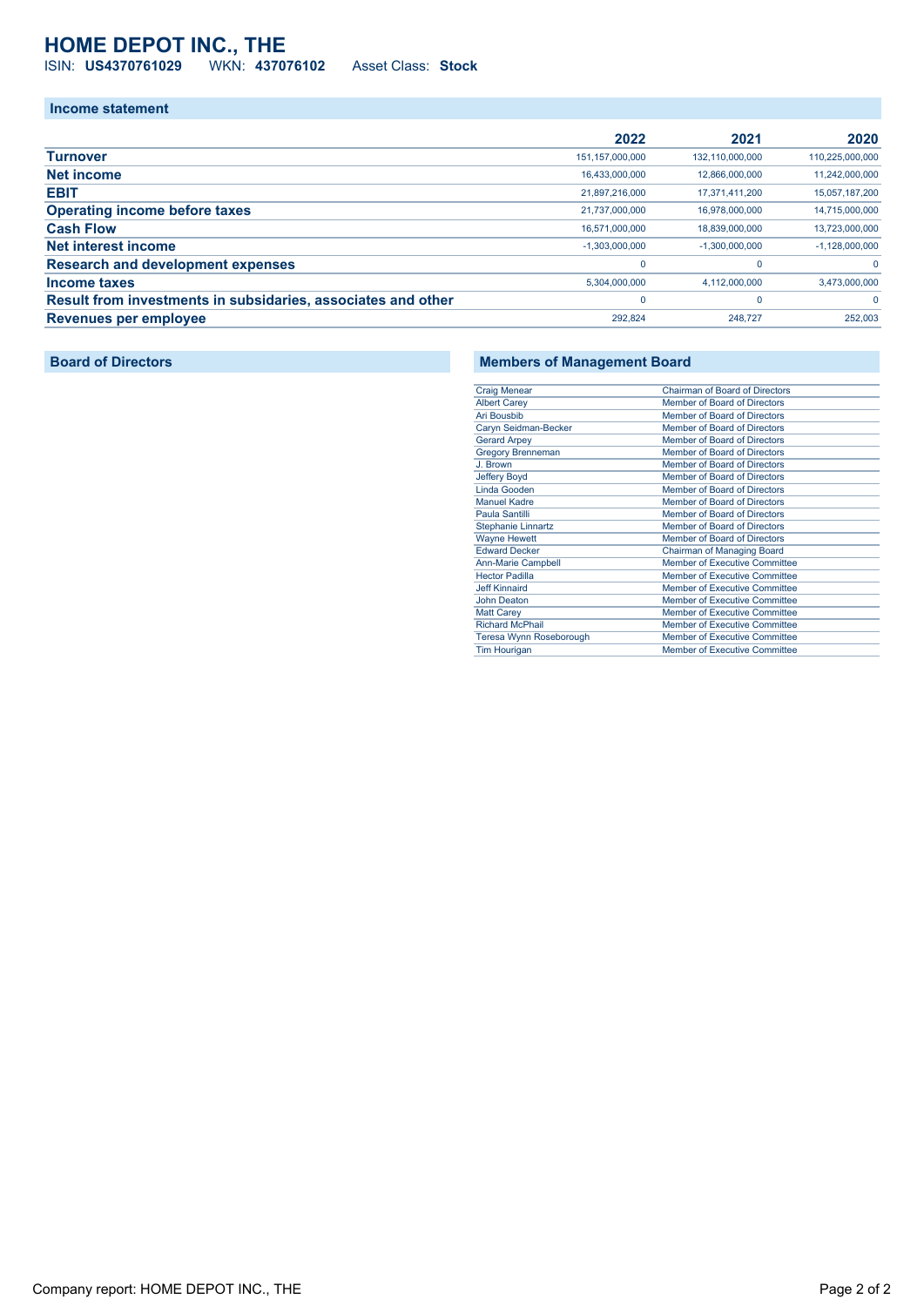# HOME DEPOT INC., THE

ISIN: **US4370761029** WKN: **437076102** Asset Class: **Stock**

## Income statement

| | 2022 | 2021 | 2020 |
|---|---|---|---|
| **Turnover** | 151,157,000,000 | 132,110,000,000 | 110,225,000,000 |
| **Net income** | 16,433,000,000 | 12,866,000,000 | 11,242,000,000 |
| **EBIT** | 21,897,216,000 | 17,371,411,200 | 15,057,187,200 |
| **Operating income before taxes** | 21,737,000,000 | 16,978,000,000 | 14,715,000,000 |
| **Cash Flow** | 16,571,000,000 | 18,839,000,000 | 13,723,000,000 |
| **Net interest income** | -1,303,000,000 | -1,300,000,000 | -1,128,000,000 |
| **Research and development expenses** | 0 | 0 | 0 |
| **Income taxes** | 5,304,000,000 | 4,112,000,000 | 3,473,000,000 |
| **Result from investments in subsidaries, associates and other** | 0 | 0 | 0 |
| **Revenues per employee** | 292,824 | 248,727 | 252,003 |

## Board of Directors

## Members of Management Board

| | |
|---|---|
| Craig Menear | Chairman of Board of Directors |
| Albert Carey | Member of Board of Directors |
| Ari Bousbib | Member of Board of Directors |
| Caryn Seidman-Becker | Member of Board of Directors |
| Gerard Arpey | Member of Board of Directors |
| Gregory Brenneman | Member of Board of Directors |
| J. Brown | Member of Board of Directors |
| Jeffery Boyd | Member of Board of Directors |
| Linda Gooden | Member of Board of Directors |
| Manuel Kadre | Member of Board of Directors |
| Paula Santilli | Member of Board of Directors |
| Stephanie Linnartz | Member of Board of Directors |
| Wayne Hewett | Member of Board of Directors |
| Edward Decker | Chairman of Managing Board |
| Ann-Marie Campbell | Member of Executive Committee |
| Hector Padilla | Member of Executive Committee |
| Jeff Kinnaird | Member of Executive Committee |
| John Deaton | Member of Executive Committee |
| Matt Carey | Member of Executive Committee |
| Richard McPhail | Member of Executive Committee |
| Teresa Wynn Roseborough | Member of Executive Committee |
| Tim Hourigan | Member of Executive Committee |